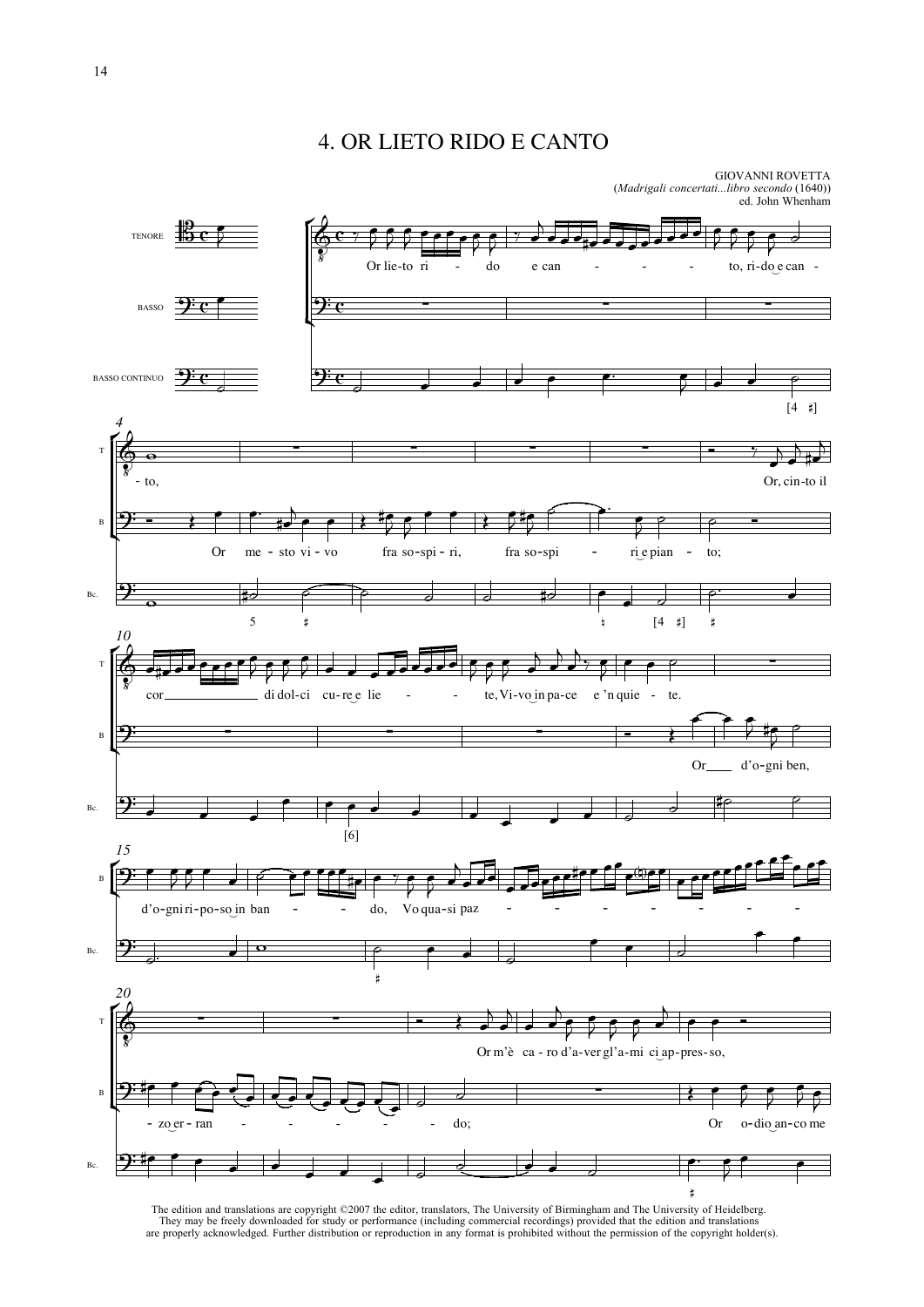# 4. OR LIETO RIDO E CANTO

GIOVANNI ROVETTA
(*Madrigali concertati...libro secondo* (1640))
ed. John Whenham

The edition and translations are copyright ©2007 the editor, translators, The University of Birmingham and The University of Heidelberg. They may be freely downloaded for study or performance (including commercial recordings) provided that the edition and translations are properly acknowledged. Further distribution or reproduction in any format is prohibited without the permission of the copyright holder(s).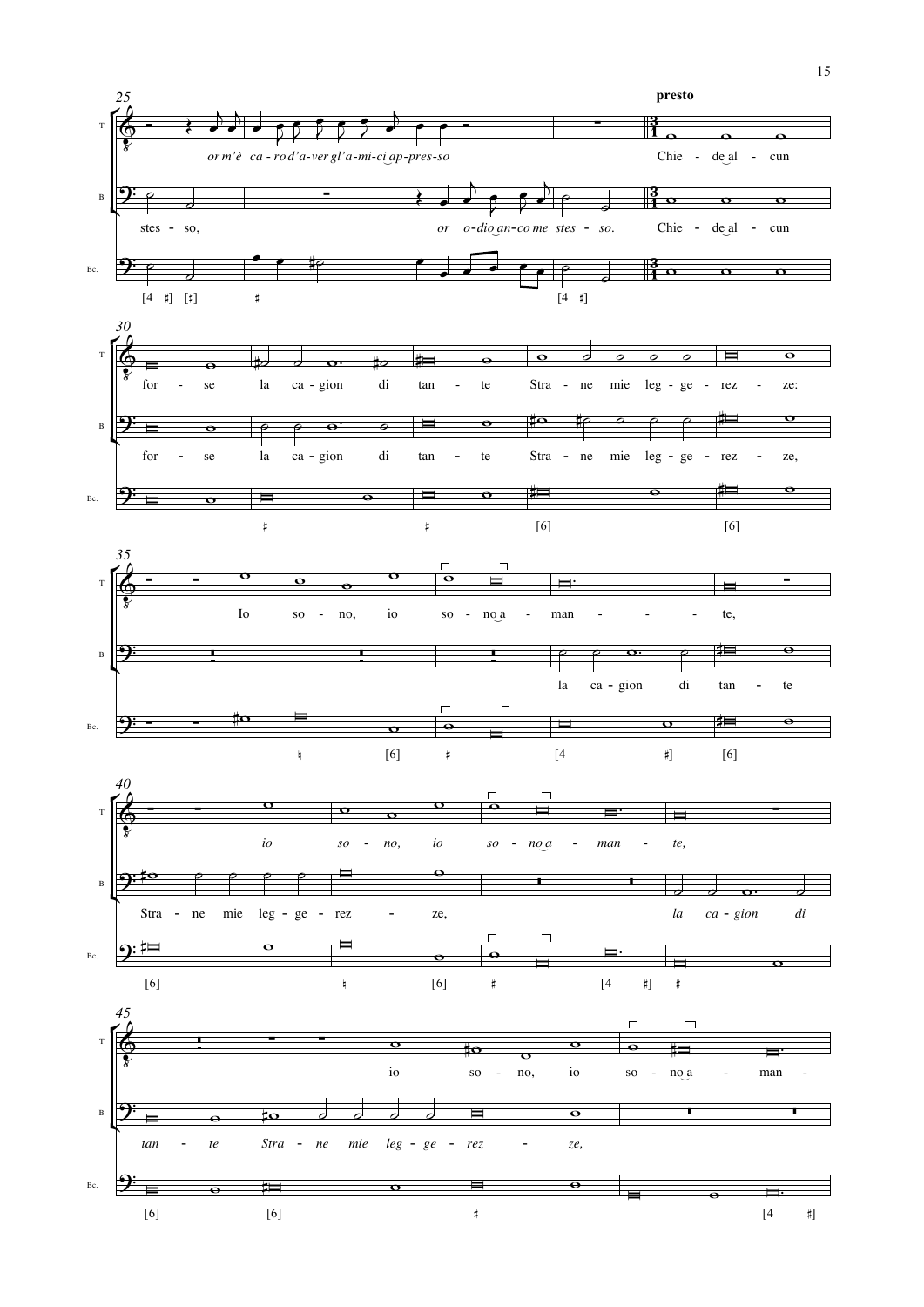presto

T: or m'è ca-ro d'a-ver gl'a-mi-ci ap-pres-so Chie-de al-cun

B: stes-so, or o-dio an-co me stes-so. Chie-de al-cun

T: for-se la ca-gion di tan-te Stra-ne mie leg-ge-rez-ze:

B: for-se la ca-gion di tan-te Stra-ne mie leg-ge-rez-ze,

T: Io so-no, io so-no a-man-te,

B: la ca-gion di tan-te

T: io so-no, io so-no a-man-te,

B: Stra-ne mie leg-ge-rez-ze, la ca-gion di

T: io so-no, io so-no a-man-

B: tan-te Stra-ne mie leg-ge-rez-ze,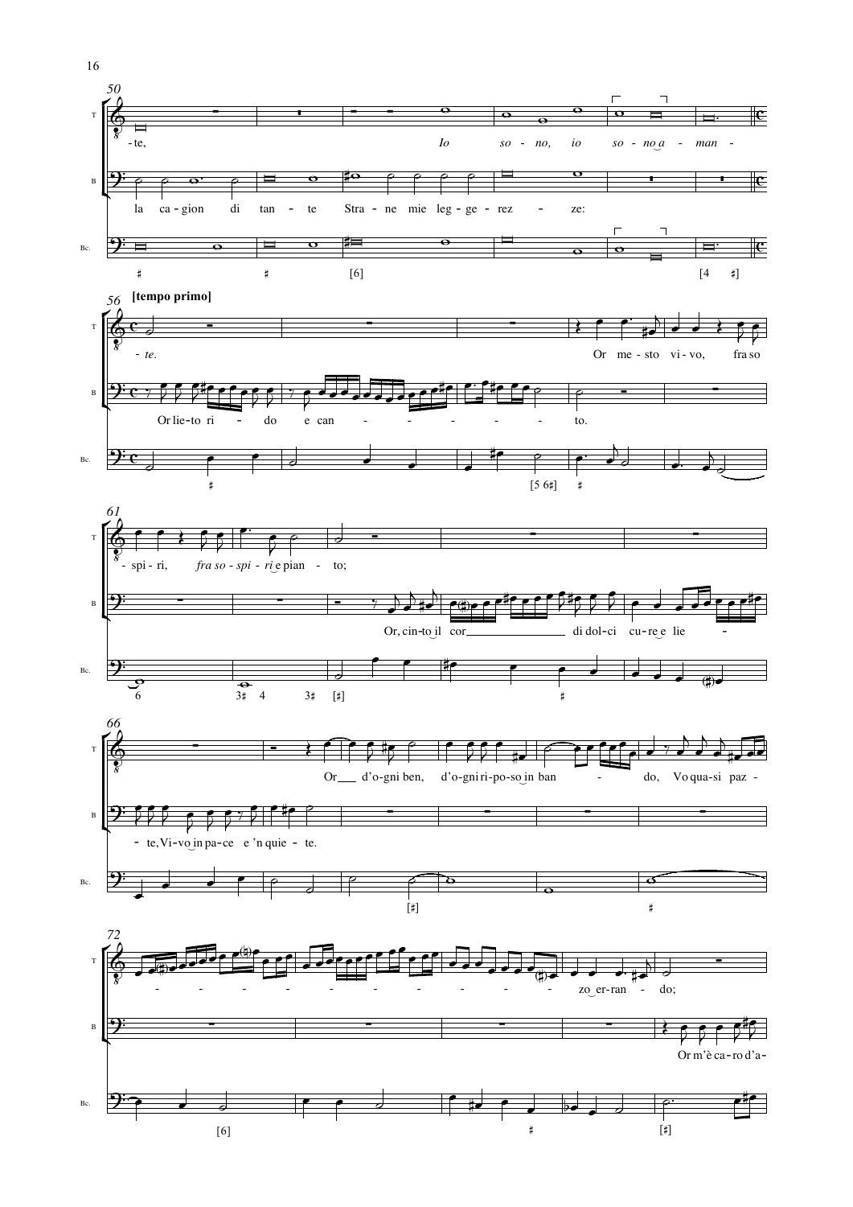**[tempo primo]**

T: -te, *Io so - no, io so - no a - man - te.*

B: la ca - gion di tan - te Stra - ne mie leg - ge - rez - ze:

Bc.: ♯ ♯ [6] [4 ♯]

T: Or me - sto vi - vo, fra so - spi - ri, *fra so - spi - ri e pian - to;*

B: Or lie-to ri - do e can - - - - - - - to.

Bc.: ♯ [5 6♯] ♯ 6 3♯ 4 3♯ [♯]

B: Or, cin-to il cor di dol-ci cu-re e lie - te, Vi-vo in pa-ce e 'n quie - te.

Bc.: ♯

T: Or d'o-gni ben, d'o-gni ri-po-so in ban - do, Vo qua-si paz - zo er-ran - do;

Bc.: [♯] ♯ [6] ♯ [♯]

B: Or m'è ca-ro d'a-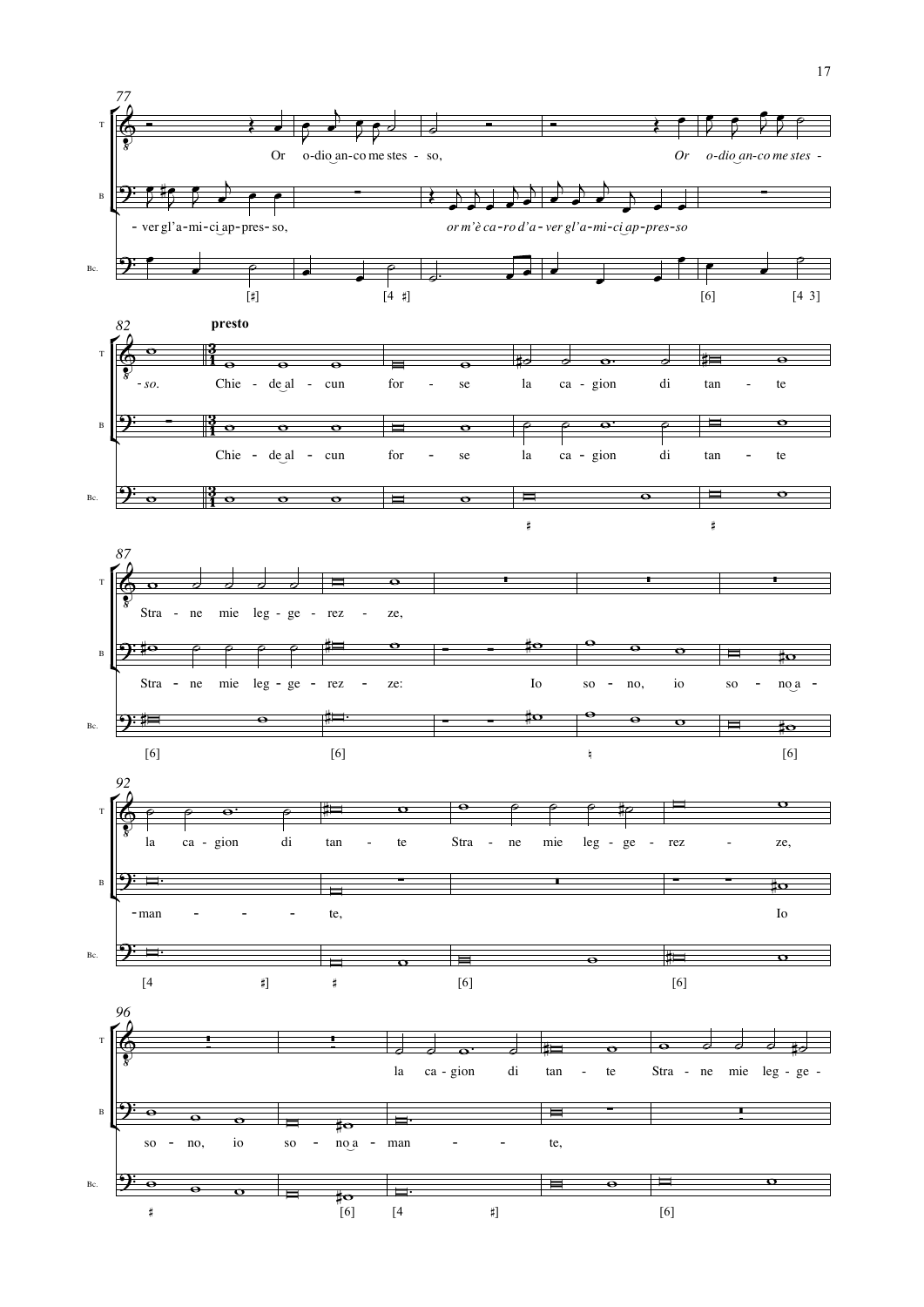77

T: Or o-dio an-co me stes - so, Or o-dio an-co me stes -

B: - ver gl'a-mi-ci ap-pres-so, *or m'è ca-ro d'a-ver gl'a-mi-ci ap-pres-so*

Bc. [♯] [4 ♯] [6] [4 3]

82

**presto**

T: *- so.* Chie - de al - cun for - se la ca - gion di tan - te

B: Chie - de al - cun for - se la ca - gion di tan - te

Bc. ♯ ♯

87

T: Stra - ne mie leg - ge - rez - ze,

B: Stra - ne mie leg - ge - rez - ze: Io so - no, io so - no a -

Bc. [6] [6] ♮ [6]

92

T: la ca - gion di tan - te Stra - ne mie leg - ge - rez - ze,

B: - man - - - te, Io

Bc. [4 ♯] ♯ [6] [6]

96

T: la ca - gion di tan - te Stra - ne mie leg - ge -

B: so - no, io so - no a - man - - - te,

Bc. ♯ [6] [4 ♯] [6]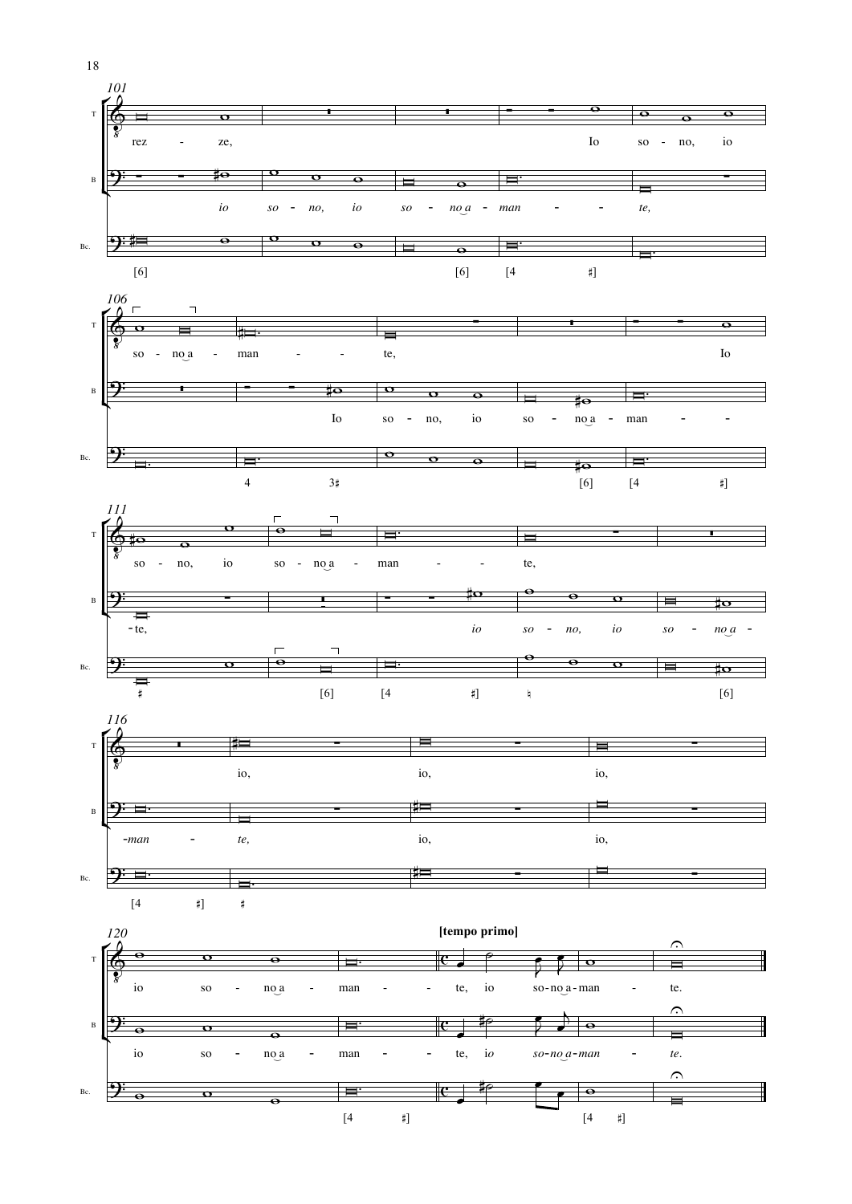**101**

T: rez - ze, Io so - no, io

B: *io so - no, io so - no a - man - - te,*

Bc.: [6] [6] [4 ♯]

**106**

T: so - no a - man - - te, Io

B: Io so - no, io so - no a - man - -

Bc.: 4 3♯ [6] [4 ♯]

**111**

T: so - no, io so - no a - man - - te,

B: - te, *io so - no, io so - no a -*

Bc.: ♯ [6] [4 ♯] ♮ [6]

**116**

T: io, io, io,

B: *-man - te,* io, io,

Bc.: [4 ♯] ♯

**120** **[tempo primo]**

T: io so - no a - man - - te, io so-no a-man - te.

B: io so - no a - man - - te, *io so-no a-man - te.*

Bc.: [4 ♯] [4 ♯]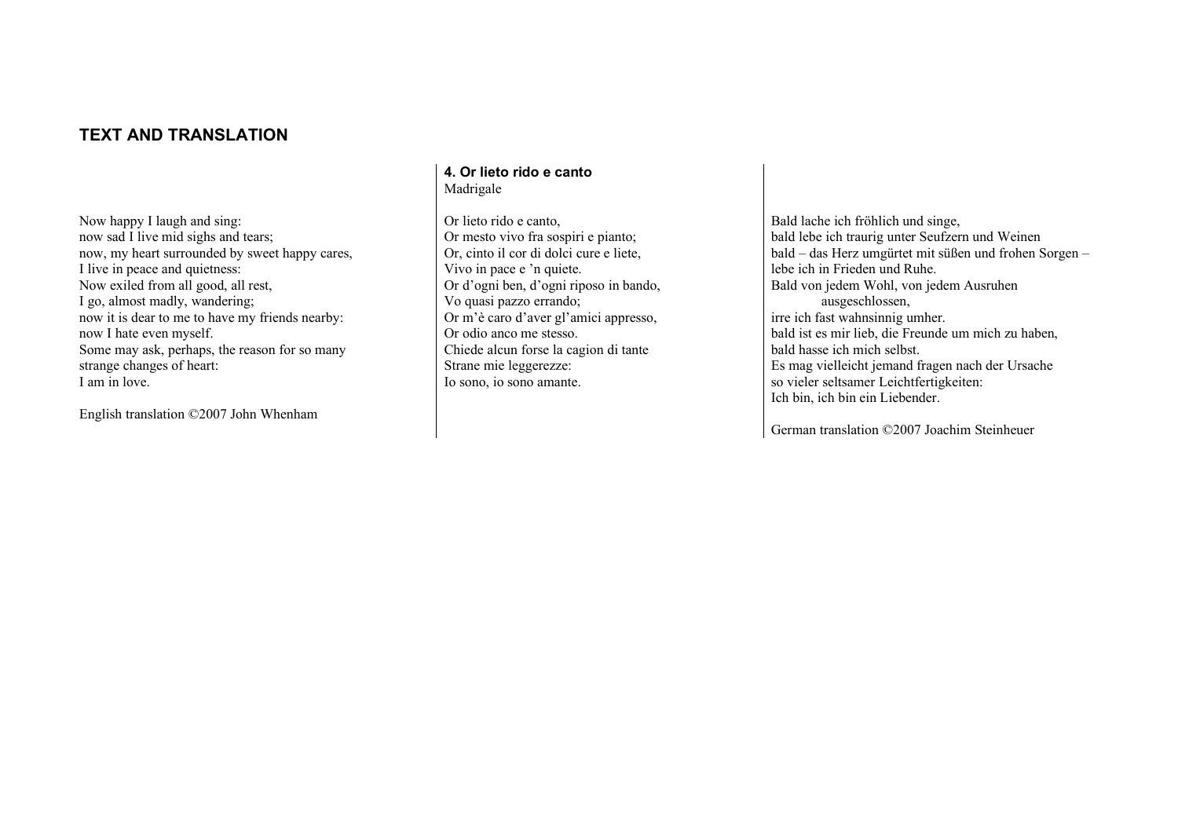## TEXT AND TRANSLATION

### 4. Or lieto rido e canto

Madrigale

Or lieto rido e canto,  
Or mesto vivo fra sospiri e pianto;  
Or, cinto il cor di dolci cure e liete,  
Vivo in pace e 'n quiete.  
Or d'ogni ben, d'ogni riposo in bando,  
Vo quasi pazzo errando;  
Or m'è caro d'aver gl'amici appresso,  
Or odio anco me stesso.  
Chiede alcun forse la cagion di tante  
Strane mie leggerezze:  
Io sono, io sono amante.

Now happy I laugh and sing:  
now sad I live mid sighs and tears;  
now, my heart surrounded by sweet happy cares,  
I live in peace and quietness:  
Now exiled from all good, all rest,  
I go, almost madly, wandering;  
now it is dear to me to have my friends nearby:  
now I hate even myself.  
Some may ask, perhaps, the reason for so many  
strange changes of heart:  
I am in love.

English translation ©2007 John Whenham

Bald lache ich fröhlich und singe,  
bald lebe ich traurig unter Seufzern und Weinen  
bald – das Herz umgürtet mit süßen und frohen Sorgen –  
lebe ich in Frieden und Ruhe.  
Bald von jedem Wohl, von jedem Ausruhen  
ausgeschlossen,  
irre ich fast wahnsinnig umher.  
bald ist es mir lieb, die Freunde um mich zu haben,  
bald hasse ich mich selbst.  
Es mag vielleicht jemand fragen nach der Ursache  
so vieler seltsamer Leichtfertigkeiten:  
Ich bin, ich bin ein Liebender.

German translation ©2007 Joachim Steinheuer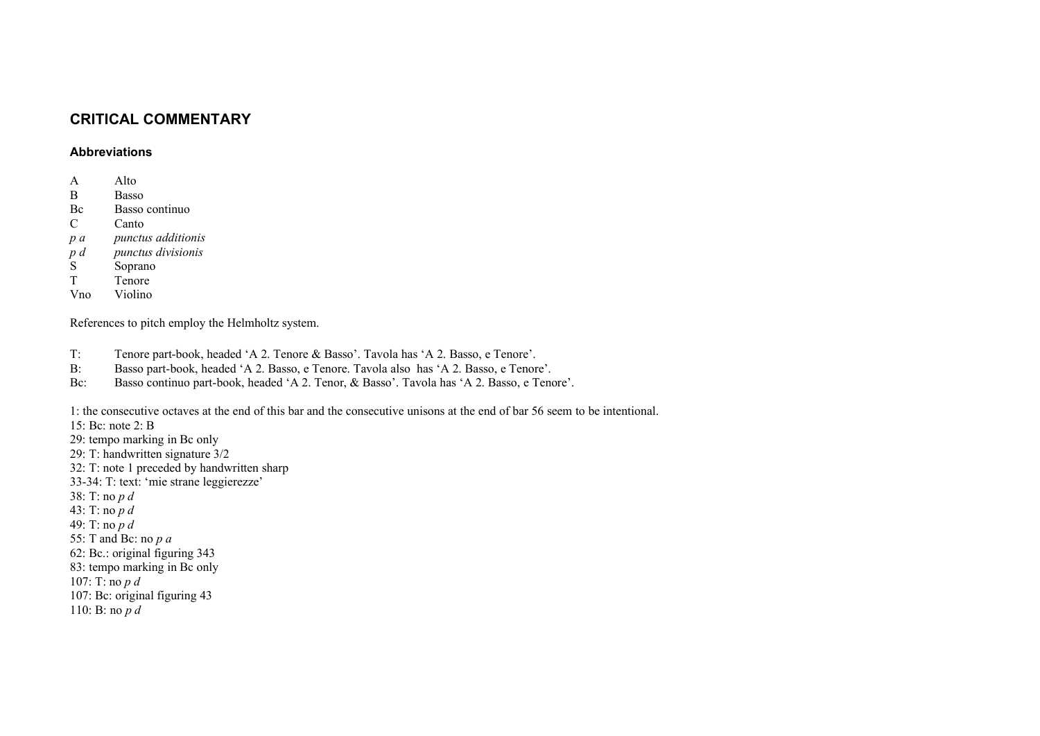## CRITICAL COMMENTARY

### Abbreviations

| | |
|---|---|
| A | Alto |
| B | Basso |
| Bc | Basso continuo |
| C | Canto |
| *p a* | *punctus additionis* |
| *p d* | *punctus divisionis* |
| S | Soprano |
| T | Tenore |
| Vno | Violino |

References to pitch employ the Helmholtz system.

T: Tenore part-book, headed 'A 2. Tenore & Basso'. Tavola has 'A 2. Basso, e Tenore'.
B: Basso part-book, headed 'A 2. Basso, e Tenore. Tavola also has 'A 2. Basso, e Tenore'.
Bc: Basso continuo part-book, headed 'A 2. Tenor, & Basso'. Tavola has 'A 2. Basso, e Tenore'.

1: the consecutive octaves at the end of this bar and the consecutive unisons at the end of bar 56 seem to be intentional.
15: Bc: note 2: B
29: tempo marking in Bc only
29: T: handwritten signature 3/2
32: T: note 1 preceded by handwritten sharp
33-34: T: text: 'mie strane leggierezze'
38: T: no *p d*
43: T: no *p d*
49: T: no *p d*
55: T and Bc: no *p a*
62: Bc.: original figuring 343
83: tempo marking in Bc only
107: T: no *p d*
107: Bc: original figuring 43
110: B: no *p d*